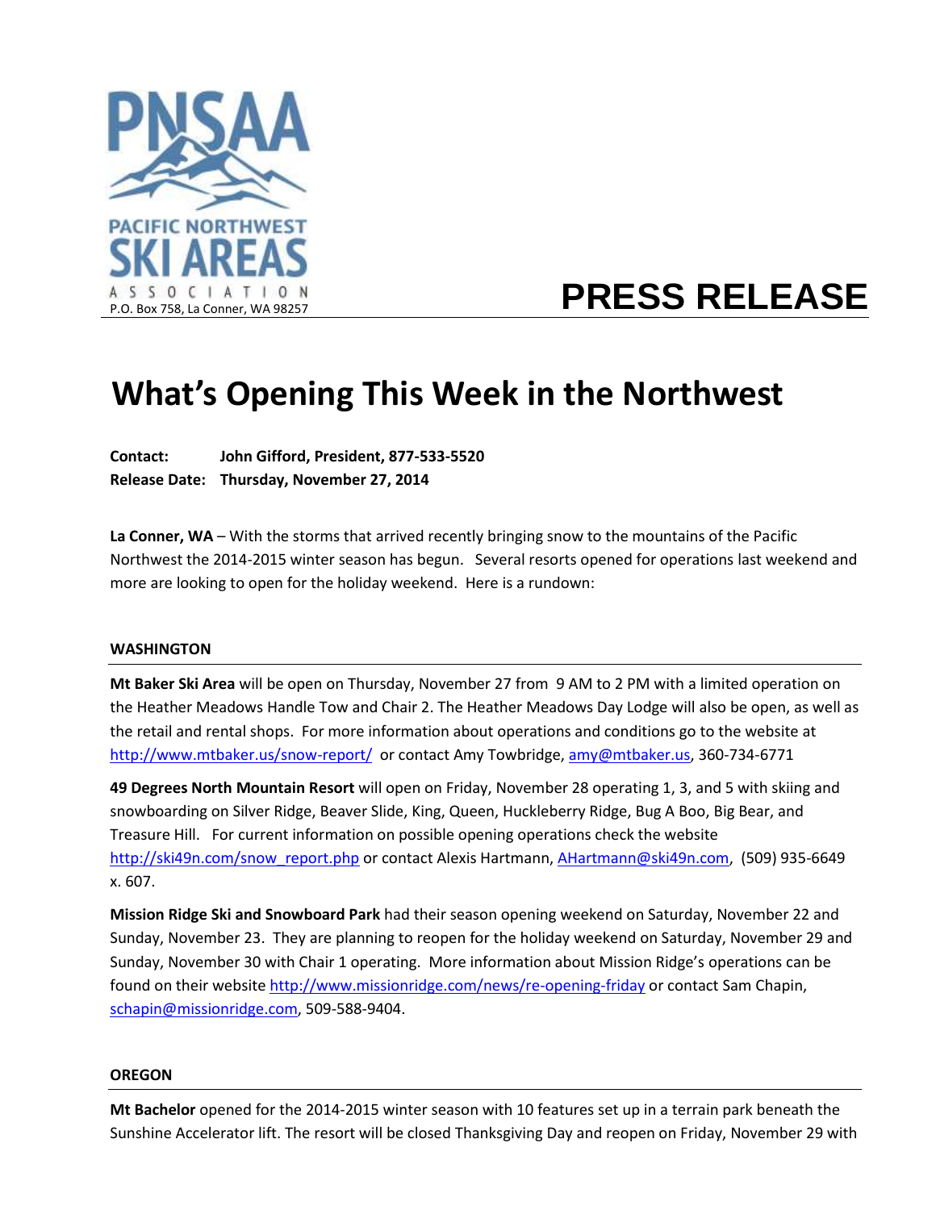PACIFIC NORTHWEST SKI AREAS ASSOCIATION
P.O. Box 758, La Conner, WA 98257

# PRESS RELEASE

# What's Opening This Week in the Northwest

**Contact:** **John Gifford, President, 877-533-5520**
**Release Date:** **Thursday, November 27, 2014**

**La Conner, WA** – With the storms that arrived recently bringing snow to the mountains of the Pacific Northwest the 2014-2015 winter season has begun. Several resorts opened for operations last weekend and more are looking to open for the holiday weekend. Here is a rundown:

## WASHINGTON

**Mt Baker Ski Area** will be open on Thursday, November 27 from 9 AM to 2 PM with a limited operation on the Heather Meadows Handle Tow and Chair 2. The Heather Meadows Day Lodge will also be open, as well as the retail and rental shops. For more information about operations and conditions go to the website at http://www.mtbaker.us/snow-report/ or contact Amy Towbridge, amy@mtbaker.us, 360-734-6771

**49 Degrees North Mountain Resort** will open on Friday, November 28 operating 1, 3, and 5 with skiing and snowboarding on Silver Ridge, Beaver Slide, King, Queen, Huckleberry Ridge, Bug A Boo, Big Bear, and Treasure Hill. For current information on possible opening operations check the website http://ski49n.com/snow_report.php or contact Alexis Hartmann, AHartmann@ski49n.com, (509) 935-6649 x. 607.

**Mission Ridge Ski and Snowboard Park** had their season opening weekend on Saturday, November 22 and Sunday, November 23. They are planning to reopen for the holiday weekend on Saturday, November 29 and Sunday, November 30 with Chair 1 operating. More information about Mission Ridge's operations can be found on their website http://www.missionridge.com/news/re-opening-friday or contact Sam Chapin, schapin@missionridge.com, 509-588-9404.

## OREGON

**Mt Bachelor** opened for the 2014-2015 winter season with 10 features set up in a terrain park beneath the Sunshine Accelerator lift. The resort will be closed Thanksgiving Day and reopen on Friday, November 29 with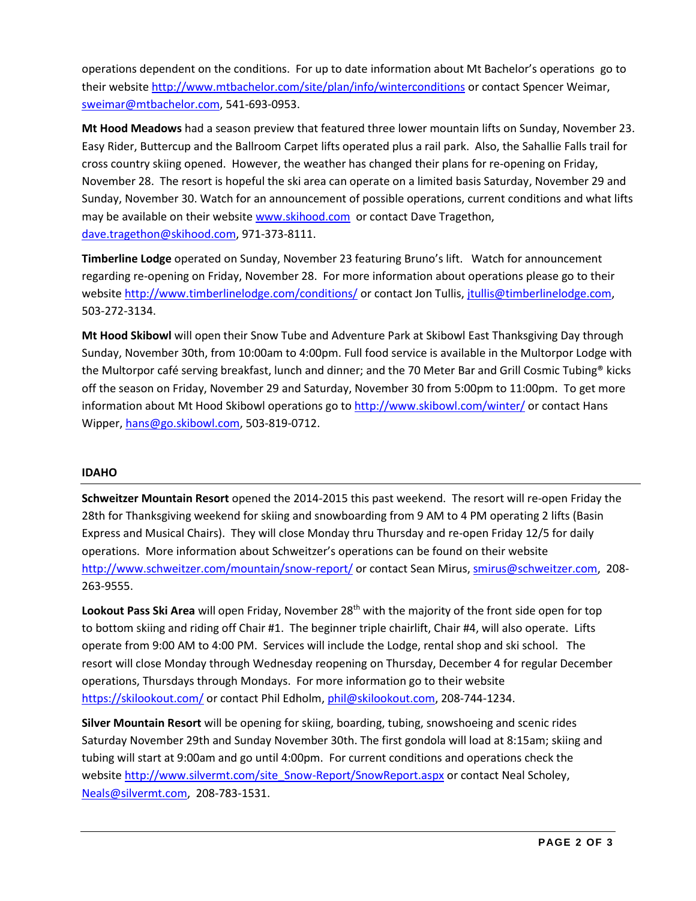operations dependent on the conditions. For up to date information about Mt Bachelor's operations go to their website http://www.mtbachelor.com/site/plan/info/winterconditions or contact Spencer Weimar, sweimar@mtbachelor.com, 541-693-0953.

**Mt Hood Meadows** had a season preview that featured three lower mountain lifts on Sunday, November 23. Easy Rider, Buttercup and the Ballroom Carpet lifts operated plus a rail park. Also, the Sahallie Falls trail for cross country skiing opened. However, the weather has changed their plans for re-opening on Friday, November 28. The resort is hopeful the ski area can operate on a limited basis Saturday, November 29 and Sunday, November 30. Watch for an announcement of possible operations, current conditions and what lifts may be available on their website www.skihood.com or contact Dave Tragethon, dave.tragethon@skihood.com, 971-373-8111.

**Timberline Lodge** operated on Sunday, November 23 featuring Bruno's lift. Watch for announcement regarding re-opening on Friday, November 28. For more information about operations please go to their website http://www.timberlinelodge.com/conditions/ or contact Jon Tullis, jtullis@timberlinelodge.com, 503-272-3134.

**Mt Hood Skibowl** will open their Snow Tube and Adventure Park at Skibowl East Thanksgiving Day through Sunday, November 30th, from 10:00am to 4:00pm. Full food service is available in the Multorpor Lodge with the Multorpor café serving breakfast, lunch and dinner; and the 70 Meter Bar and Grill Cosmic Tubing® kicks off the season on Friday, November 29 and Saturday, November 30 from 5:00pm to 11:00pm. To get more information about Mt Hood Skibowl operations go to http://www.skibowl.com/winter/ or contact Hans Wipper, hans@go.skibowl.com, 503-819-0712.

## IDAHO

**Schweitzer Mountain Resort** opened the 2014-2015 this past weekend. The resort will re-open Friday the 28th for Thanksgiving weekend for skiing and snowboarding from 9 AM to 4 PM operating 2 lifts (Basin Express and Musical Chairs). They will close Monday thru Thursday and re-open Friday 12/5 for daily operations. More information about Schweitzer's operations can be found on their website http://www.schweitzer.com/mountain/snow-report/ or contact Sean Mirus, smirus@schweitzer.com, 208-263-9555.

**Lookout Pass Ski Area** will open Friday, November 28th with the majority of the front side open for top to bottom skiing and riding off Chair #1. The beginner triple chairlift, Chair #4, will also operate. Lifts operate from 9:00 AM to 4:00 PM. Services will include the Lodge, rental shop and ski school. The resort will close Monday through Wednesday reopening on Thursday, December 4 for regular December operations, Thursdays through Mondays. For more information go to their website https://skilookout.com/ or contact Phil Edholm, phil@skilookout.com, 208-744-1234.

**Silver Mountain Resort** will be opening for skiing, boarding, tubing, snowshoeing and scenic rides Saturday November 29th and Sunday November 30th. The first gondola will load at 8:15am; skiing and tubing will start at 9:00am and go until 4:00pm. For current conditions and operations check the website http://www.silvermt.com/site_Snow-Report/SnowReport.aspx or contact Neal Scholey, Neals@silvermt.com, 208-783-1531.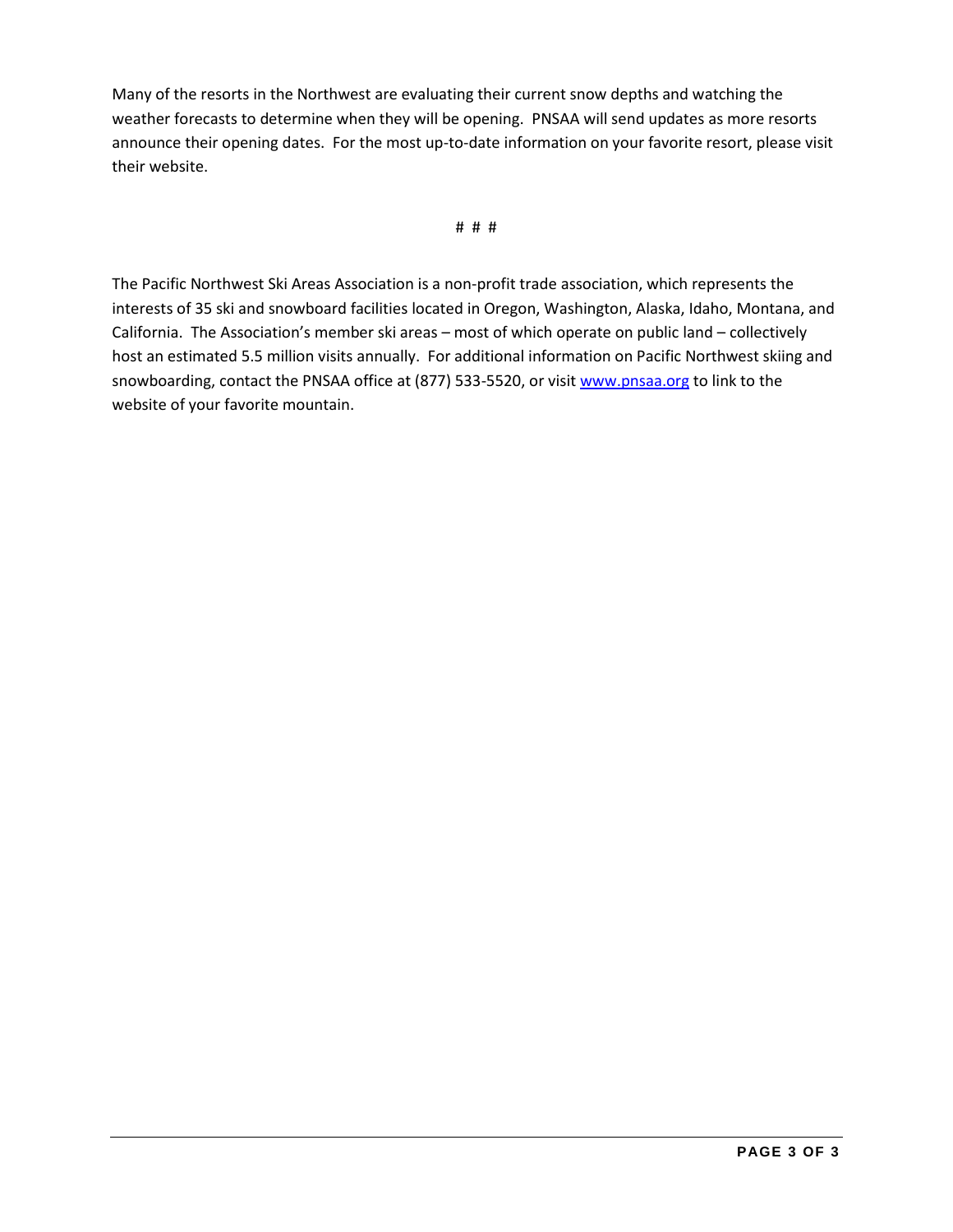Many of the resorts in the Northwest are evaluating their current snow depths and watching the weather forecasts to determine when they will be opening. PNSAA will send updates as more resorts announce their opening dates. For the most up-to-date information on your favorite resort, please visit their website.

# # #

The Pacific Northwest Ski Areas Association is a non-profit trade association, which represents the interests of 35 ski and snowboard facilities located in Oregon, Washington, Alaska, Idaho, Montana, and California. The Association's member ski areas – most of which operate on public land – collectively host an estimated 5.5 million visits annually. For additional information on Pacific Northwest skiing and snowboarding, contact the PNSAA office at (877) 533-5520, or visit [www.pnsaa.org](http://www.pnsaa.org) to link to the website of your favorite mountain.